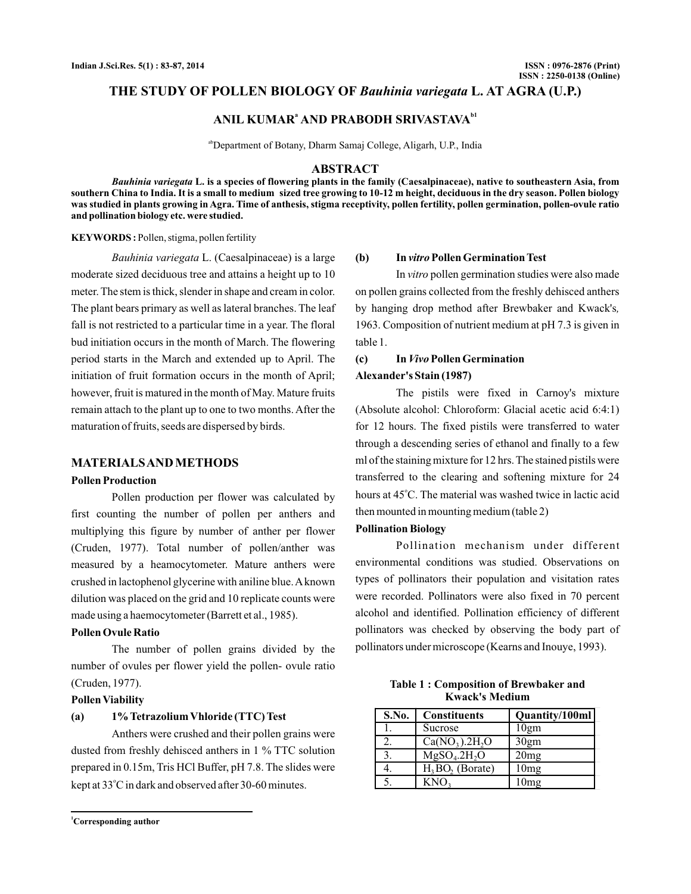# THE STUDY OF POLLEN BIOLOGY OF *Bauhinia variegata* L. AT AGRA (U.P.)

**ANIL KUMAR[a] AND PRABODH SRIVASTAVA[b1]**

[ab]Department of Botany, Dharm Samaj College, Aligarh, U.P., India

## ABSTRACT

***Bauhinia variegata* L. is a species of flowering plants in the family (Caesalpinaceae), native to southeastern Asia, from southern China to India. It is a small to medium sized tree growing to 10-12 m height, deciduous in the dry season. Pollen biology was studied in plants growing in Agra. Time of anthesis, stigma receptivity, pollen fertility, pollen germination, pollen-ovule ratio and pollination biology etc. were studied.**

**KEYWORDS :** Pollen, stigma, pollen fertility

*Bauhinia variegata* L. (Caesalpinaceae) is a large moderate sized deciduous tree and attains a height up to 10 meter. The stem is thick, slender in shape and cream in color. The plant bears primary as well as lateral branches. The leaf fall is not restricted to a particular time in a year. The floral bud initiation occurs in the month of March. The flowering period starts in the March and extended up to April. The initiation of fruit formation occurs in the month of April; however, fruit is matured in the month of May. Mature fruits remain attach to the plant up to one to two months. After the maturation of fruits, seeds are dispersed by birds.

## MATERIALS AND METHODS

### Pollen Production

Pollen production per flower was calculated by first counting the number of pollen per anthers and multiplying this figure by number of anther per flower (Cruden, 1977). Total number of pollen/anther was measured by a heamocytometer. Mature anthers were crushed in lactophenol glycerine with aniline blue. A known dilution was placed on the grid and 10 replicate counts were made using a haemocytometer (Barrett et al., 1985).

### Pollen Ovule Ratio

The number of pollen grains divided by the number of ovules per flower yield the pollen- ovule ratio (Cruden, 1977).

### Pollen Viability

**(a) 1% Tetrazolium Vhloride (TTC) Test**

Anthers were crushed and their pollen grains were dusted from freshly dehisced anthers in 1 % TTC solution prepared in 0.15m, Tris HCl Buffer, pH 7.8. The slides were kept at 33°C in dark and observed after 30-60 minutes.

**(b) In *vitro* Pollen Germination Test**

In *vitro* pollen germination studies were also made on pollen grains collected from the freshly dehisced anthers by hanging drop method after Brewbaker and Kwack's, 1963. Composition of nutrient medium at pH 7.3 is given in table 1.

**(c) In *Vivo* Pollen Germination**

**Alexander's Stain (1987)**

The pistils were fixed in Carnoy's mixture (Absolute alcohol: Chloroform: Glacial acetic acid 6:4:1) for 12 hours. The fixed pistils were transferred to water through a descending series of ethanol and finally to a few ml of the staining mixture for 12 hrs. The stained pistils were transferred to the clearing and softening mixture for 24 hours at 45°C. The material was washed twice in lactic acid then mounted in mounting medium (table 2)

### Pollination Biology

Pollination mechanism under different environmental conditions was studied. Observations on types of pollinators their population and visitation rates were recorded. Pollinators were also fixed in 70 percent alcohol and identified. Pollination efficiency of different pollinators was checked by observing the body part of pollinators under microscope (Kearns and Inouye, 1993).

**Table 1 : Composition of Brewbaker and Kwack's Medium**

| S.No. | Constituents | Quantity/100ml |
|---|---|---|
| 1. | Sucrose | 10gm |
| 2. | $Ca(NO_3).2H_2O$ | 30gm |
| 3. | $MgSO_4.2H_2O$ | 20mg |
| 4. | $H_3BO_2$ (Borate) | 10mg |
| 5. | $KNO_3$ | 10mg |

[1]Corresponding author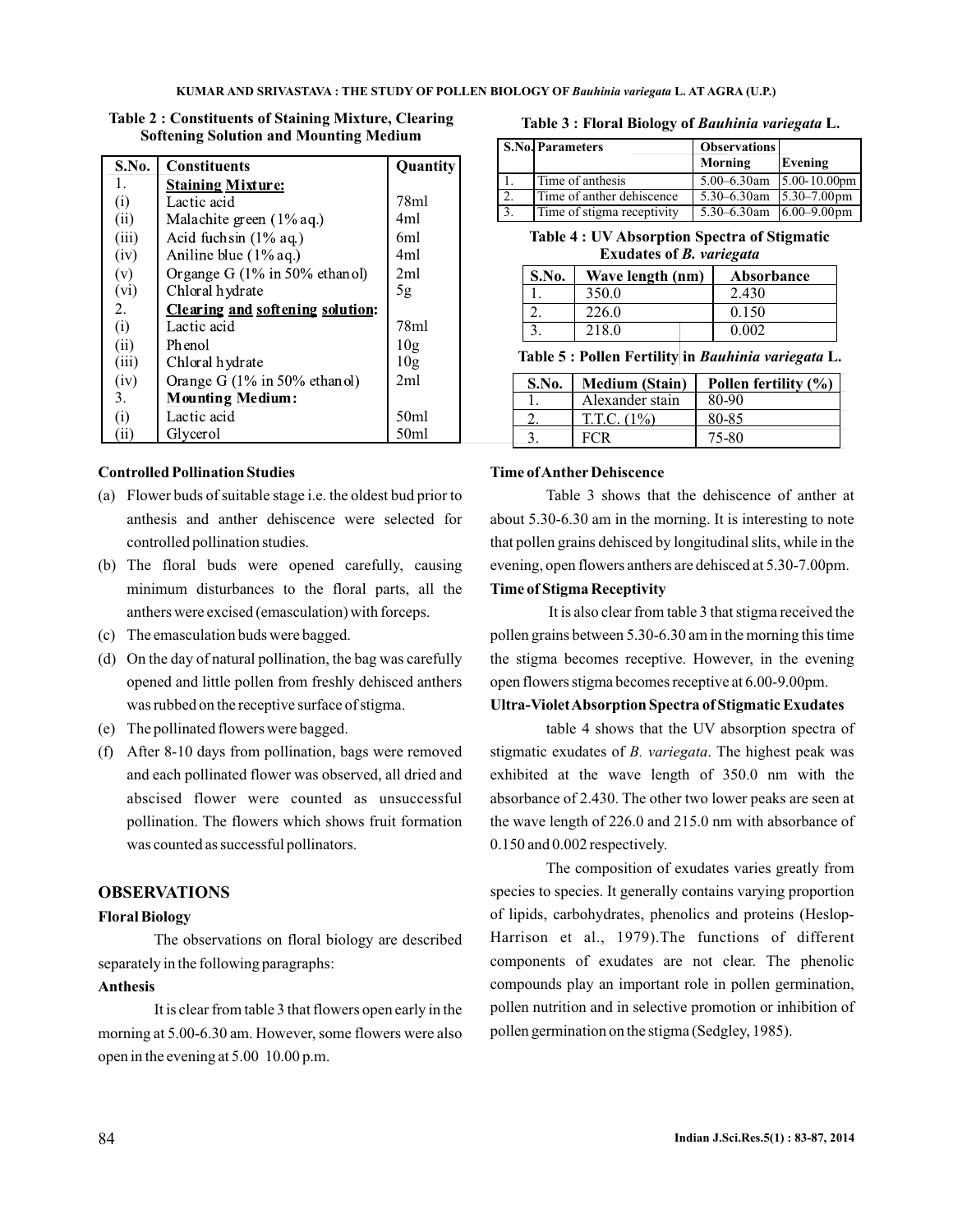**Table 2 : Constituents of Staining Mixture, Clearing Softening Solution and Mounting Medium**

| S.No. | Constituents | Quantity |
|---|---|---|
| 1. | **Staining Mixture:** | |
| (i) | Lactic acid | 78ml |
| (ii) | Malachite green (1% aq.) | 4ml |
| (iii) | Acid fuchsin (1% aq.) | 6ml |
| (iv) | Aniline blue (1% aq.) | 4ml |
| (v) | Organge G (1% in 50% ethanol) | 2ml |
| (vi) | Chloral hydrate | 5g |
| 2. | **Clearing and softening solution:** | |
| (i) | Lactic acid | 78ml |
| (ii) | Phenol | 10g |
| (iii) | Chloral hydrate | 10g |
| (iv) | Orange G (1% in 50% ethanol) | 2ml |
| 3. | **Mounting Medium:** | |
| (i) | Lactic acid | 50ml |
| (ii) | Glycerol | 50ml |

### Controlled Pollination Studies

(a) Flower buds of suitable stage i.e. the oldest bud prior to anthesis and anther dehiscence were selected for controlled pollination studies.

(b) The floral buds were opened carefully, causing minimum disturbances to the floral parts, all the anthers were excised (emasculation) with forceps.

(c) The emasculation buds were bagged.

(d) On the day of natural pollination, the bag was carefully opened and little pollen from freshly dehisced anthers was rubbed on the receptive surface of stigma.

(e) The pollinated flowers were bagged.

(f) After 8-10 days from pollination, bags were removed and each pollinated flower was observed, all dried and abscised flower were counted as unsuccessful pollination. The flowers which shows fruit formation was counted as successful pollinators.

## OBSERVATIONS

### Floral Biology

The observations on floral biology are described separately in the following paragraphs:

### Anthesis

It is clear from table 3 that flowers open early in the morning at 5.00-6.30 am. However, some flowers were also open in the evening at 5.00 10.00 p.m.

**Table 3 : Floral Biology of *Bauhinia variegata* L.**

| S.No. | Parameters | Observations | |
|---|---|---|---|
| | | Morning | Evening |
| 1. | Time of anthesis | 5.00–6.30am | 5.00-10.00pm |
| 2. | Time of anther dehiscence | 5.30–6.30am | 5.30–7.00pm |
| 3. | Time of stigma receptivity | 5.30–6.30am | 6.00–9.00pm |

**Table 4 : UV Absorption Spectra of Stigmatic Exudates of *B. variegata***

| S.No. | Wave length (nm) | Absorbance |
|---|---|---|
| 1. | 350.0 | 2.430 |
| 2. | 226.0 | 0.150 |
| 3. | 218.0 | 0.002 |

**Table 5 : Pollen Fertility in *Bauhinia variegata* L.**

| S.No. | Medium (Stain) | Pollen fertility (%) |
|---|---|---|
| 1. | Alexander stain | 80-90 |
| 2. | T.T.C. (1%) | 80-85 |
| 3. | FCR | 75-80 |

### Time of Anther Dehiscence

Table 3 shows that the dehiscence of anther at about 5.30-6.30 am in the morning. It is interesting to note that pollen grains dehisced by longitudinal slits, while in the evening, open flowers anthers are dehisced at 5.30-7.00pm.

### Time of Stigma Receptivity

It is also clear from table 3 that stigma received the pollen grains between 5.30-6.30 am in the morning this time the stigma becomes receptive. However, in the evening open flowers stigma becomes receptive at 6.00-9.00pm.

### Ultra-Violet Absorption Spectra of Stigmatic Exudates

table 4 shows that the UV absorption spectra of stigmatic exudates of *B. variegata*. The highest peak was exhibited at the wave length of 350.0 nm with the absorbance of 2.430. The other two lower peaks are seen at the wave length of 226.0 and 215.0 nm with absorbance of 0.150 and 0.002 respectively.

The composition of exudates varies greatly from species to species. It generally contains varying proportion of lipids, carbohydrates, phenolics and proteins (Heslop-Harrison et al., 1979).The functions of different components of exudates are not clear. The phenolic compounds play an important role in pollen germination, pollen nutrition and in selective promotion or inhibition of pollen germination on the stigma (Sedgley, 1985).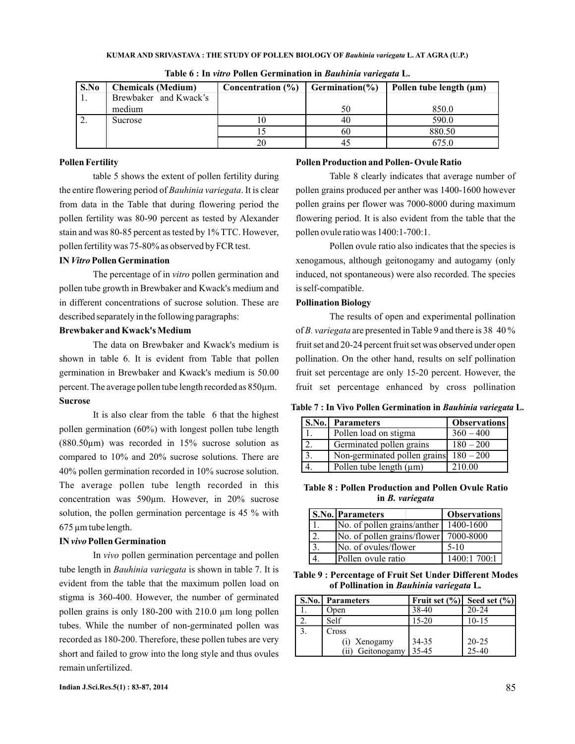**Table 6 : In *vitro* Pollen Germination in *Bauhinia variegata* L.**

| S.No | Chemicals (Medium) | Concentration (%) | Germination(%) | Pollen tube length (µm) |
|---|---|---|---|---|
| 1. | Brewbaker and Kwack's medium | | 50 | 850.0 |
| 2. | Sucrose | 10 | 40 | 590.0 |
| | | 15 | 60 | 880.50 |
| | | 20 | 45 | 675.0 |

**Pollen Fertility**

table 5 shows the extent of pollen fertility during the entire flowering period of *Bauhinia variegata*. It is clear from data in the Table that during flowering period the pollen fertility was 80-90 percent as tested by Alexander stain and was 80-85 percent as tested by 1% TTC. However, pollen fertility was 75-80% as observed by FCR test.

**IN *Vitro* Pollen Germination**

The percentage of in *vitro* pollen germination and pollen tube growth in Brewbaker and Kwack's medium and in different concentrations of sucrose solution. These are described separately in the following paragraphs:

**Brewbaker and Kwack's Medium**

The data on Brewbaker and Kwack's medium is shown in table 6. It is evident from Table that pollen germination in Brewbaker and Kwack's medium is 50.00 percent. The average pollen tube length recorded as 850µm.

**Sucrose**

It is also clear from the table 6 that the highest pollen germination (60%) with longest pollen tube length (880.50µm) was recorded in 15% sucrose solution as compared to 10% and 20% sucrose solutions. There are 40% pollen germination recorded in 10% sucrose solution. The average pollen tube length recorded in this concentration was 590µm. However, in 20% sucrose solution, the pollen germination percentage is 45 % with 675 µm tube length.

**IN *vivo* Pollen Germination**

In *vivo* pollen germination percentage and pollen tube length in *Bauhinia variegata* is shown in table 7. It is evident from the table that the maximum pollen load on stigma is 360-400. However, the number of germinated pollen grains is only 180-200 with 210.0 µm long pollen tubes. While the number of non-germinated pollen was recorded as 180-200. Therefore, these pollen tubes are very short and failed to grow into the long style and thus ovules remain unfertilized.

**Pollen Production and Pollen- Ovule Ratio**

Table 8 clearly indicates that average number of pollen grains produced per anther was 1400-1600 however pollen grains per flower was 7000-8000 during maximum flowering period. It is also evident from the table that the pollen ovule ratio was 1400:1-700:1.

Pollen ovule ratio also indicates that the species is xenogamous, although geitonogamy and autogamy (only induced, not spontaneous) were also recorded. The species is self-compatible.

**Pollination Biology**

The results of open and experimental pollination of *B. variegata* are presented in Table 9 and there is 38 40 % fruit set and 20-24 percent fruit set was observed under open pollination. On the other hand, results on self pollination fruit set percentage are only 15-20 percent. However, the fruit set percentage enhanced by cross pollination

**Table 7 : In Vivo Pollen Germination in *Bauhinia variegata* L.**

| S.No. | Parameters | Observations |
|---|---|---|
| 1. | Pollen load on stigma | 360 – 400 |
| 2. | Germinated pollen grains | 180 – 200 |
| 3. | Non-germinated pollen grains | 180 – 200 |
| 4. | Pollen tube length (µm) | 210.00 |

**Table 8 : Pollen Production and Pollen Ovule Ratio in *B. variegata***

| S.No. | Parameters | Observations |
|---|---|---|
| 1. | No. of pollen grains/anther | 1400-1600 |
| 2. | No. of pollen grains/flower | 7000-8000 |
| 3. | No. of ovules/flower | 5-10 |
| 4. | Pollen ovule ratio | 1400:1 700:1 |

**Table 9 : Percentage of Fruit Set Under Different Modes of Pollination in *Bauhinia variegata* L.**

| S.No. | Parameters | Fruit set (%) | Seed set (%) |
|---|---|---|---|
| 1. | Open | 38-40 | 20-24 |
| 2. | Self | 15-20 | 10-15 |
| 3. | Cross | | |
| | (i) Xenogamy | 34-35 | 20-25 |
| | (ii) Geitonogamy | 35-45 | 25-40 |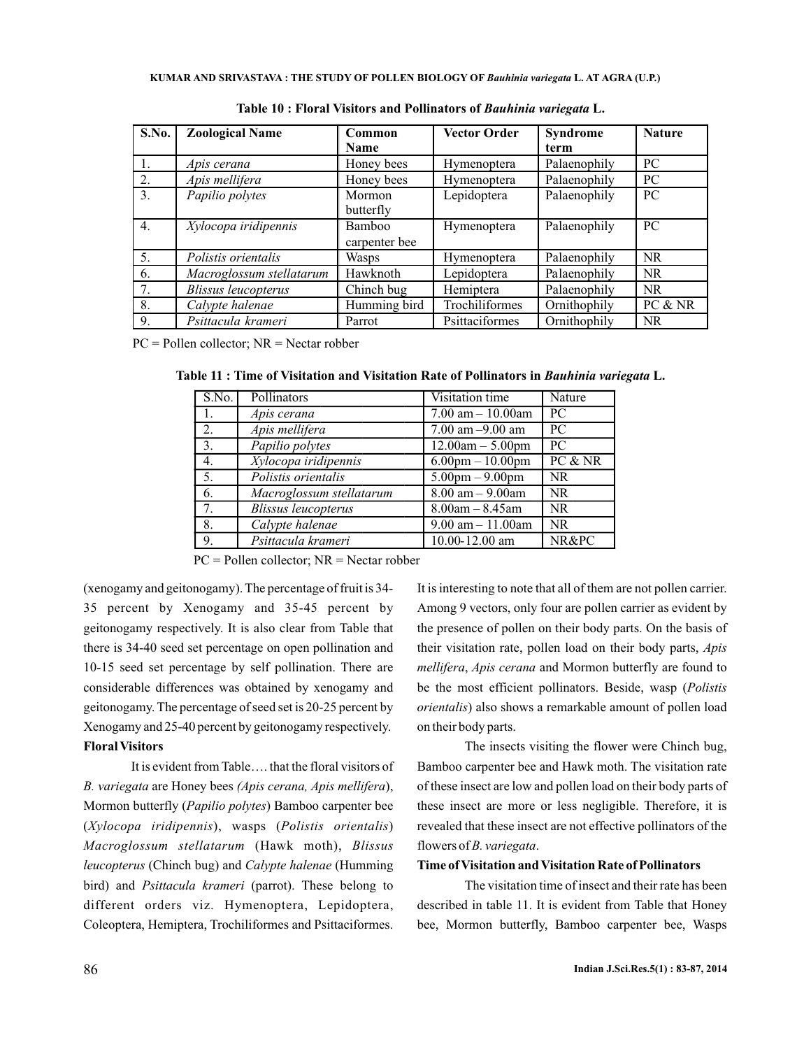**Table 10 : Floral Visitors and Pollinators of *Bauhinia variegata* L.**

| S.No. | Zoological Name | Common Name | Vector Order | Syndrome term | Nature |
|---|---|---|---|---|---|
| 1. | *Apis cerana* | Honey bees | Hymenoptera | Palaenophily | PC |
| 2. | *Apis mellifera* | Honey bees | Hymenoptera | Palaenophily | PC |
| 3. | *Papilio polytes* | Mormon butterfly | Lepidoptera | Palaenophily | PC |
| 4. | *Xylocopa iridipennis* | Bamboo carpenter bee | Hymenoptera | Palaenophily | PC |
| 5. | *Polistis orientalis* | Wasps | Hymenoptera | Palaenophily | NR |
| 6. | *Macroglossum stellatarum* | Hawknoth | Lepidoptera | Palaenophily | NR |
| 7. | *Blissus leucopterus* | Chinch bug | Hemiptera | Palaenophily | NR |
| 8. | *Calypte halenae* | Humming bird | Trochiliformes | Ornithophily | PC & NR |
| 9. | *Psittacula krameri* | Parrot | Psittaciformes | Ornithophily | NR |

PC = Pollen collector; NR = Nectar robber

**Table 11 : Time of Visitation and Visitation Rate of Pollinators in *Bauhinia variegata* L.**

| S.No. | Pollinators | Visitation time | Nature |
|---|---|---|---|
| 1. | *Apis cerana* | 7.00 am – 10.00am | PC |
| 2. | *Apis mellifera* | 7.00 am –9.00 am | PC |
| 3. | *Papilio polytes* | 12.00am – 5.00pm | PC |
| 4. | *Xylocopa iridipennis* | 6.00pm – 10.00pm | PC & NR |
| 5. | *Polistis orientalis* | 5.00pm – 9.00pm | NR |
| 6. | *Macroglossum stellatarum* | 8.00 am – 9.00am | NR |
| 7. | *Blissus leucopterus* | 8.00am – 8.45am | NR |
| 8. | *Calypte halenae* | 9.00 am – 11.00am | NR |
| 9. | *Psittacula krameri* | 10.00-12.00 am | NR&PC |

PC = Pollen collector; NR = Nectar robber

(xenogamy and geitonogamy). The percentage of fruit is 34-35 percent by Xenogamy and 35-45 percent by geitonogamy respectively. It is also clear from Table that there is 34-40 seed set percentage on open pollination and 10-15 seed set percentage by self pollination. There are considerable differences was obtained by xenogamy and geitonogamy. The percentage of seed set is 20-25 percent by Xenogamy and 25-40 percent by geitonogamy respectively.

**Floral Visitors**

It is evident from Table…. that the floral visitors of *B. variegata* are Honey bees *(Apis cerana, Apis mellifera*), Mormon butterfly (*Papilio polytes*) Bamboo carpenter bee (*Xylocopa iridipennis*), wasps (*Polistis orientalis*) *Macroglossum stellatarum* (Hawk moth), *Blissus leucopterus* (Chinch bug) and *Calypte halenae* (Humming bird) and *Psittacula krameri* (parrot). These belong to different orders viz. Hymenoptera, Lepidoptera, Coleoptera, Hemiptera, Trochiliformes and Psittaciformes. It is interesting to note that all of them are not pollen carrier. Among 9 vectors, only four are pollen carrier as evident by the presence of pollen on their body parts. On the basis of their visitation rate, pollen load on their body parts, *Apis mellifera*, *Apis cerana* and Mormon butterfly are found to be the most efficient pollinators. Beside, wasp (*Polistis orientalis*) also shows a remarkable amount of pollen load on their body parts.

The insects visiting the flower were Chinch bug, Bamboo carpenter bee and Hawk moth. The visitation rate of these insect are low and pollen load on their body parts of these insect are more or less negligible. Therefore, it is revealed that these insect are not effective pollinators of the flowers of *B. variegata*.

**Time of Visitation and Visitation Rate of Pollinators**

The visitation time of insect and their rate has been described in table 11. It is evident from Table that Honey bee, Mormon butterfly, Bamboo carpenter bee, Wasps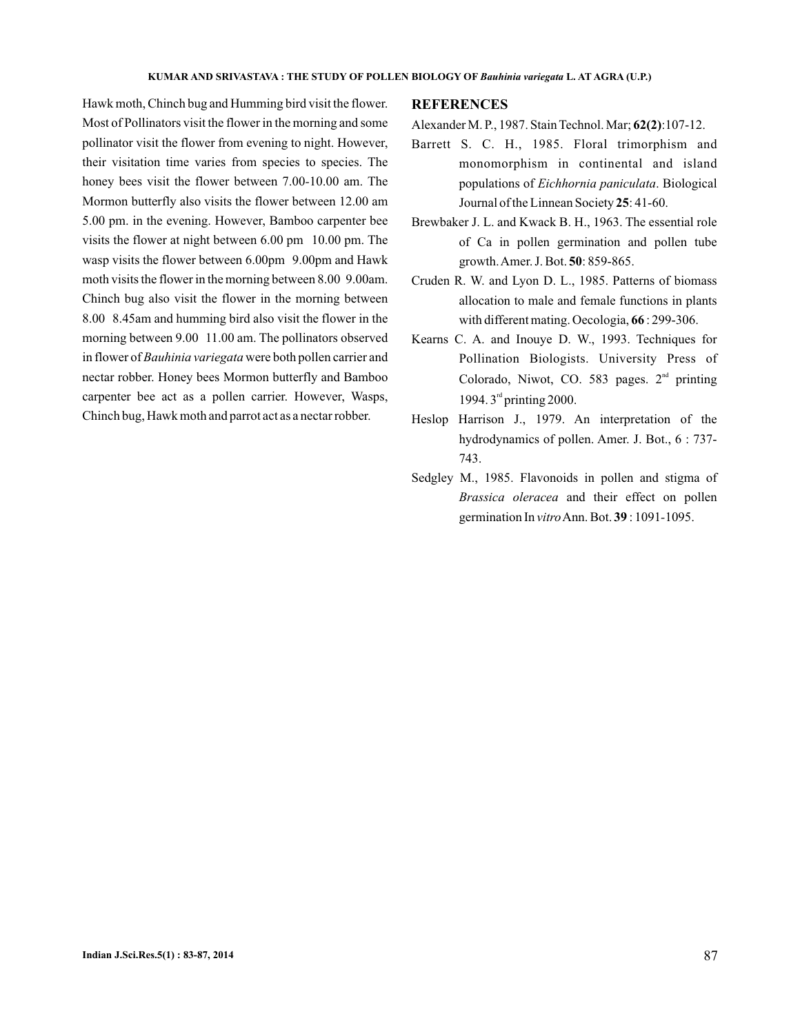Hawk moth, Chinch bug and Humming bird visit the flower. Most of Pollinators visit the flower in the morning and some pollinator visit the flower from evening to night. However, their visitation time varies from species to species. The honey bees visit the flower between 7.00-10.00 am. The Mormon butterfly also visits the flower between 12.00 am 5.00 pm. in the evening. However, Bamboo carpenter bee visits the flower at night between 6.00 pm 10.00 pm. The wasp visits the flower between 6.00pm 9.00pm and Hawk moth visits the flower in the morning between 8.00 9.00am. Chinch bug also visit the flower in the morning between 8.00 8.45am and humming bird also visit the flower in the morning between 9.00 11.00 am. The pollinators observed in flower of *Bauhinia variegata* were both pollen carrier and nectar robber. Honey bees Mormon butterfly and Bamboo carpenter bee act as a pollen carrier. However, Wasps, Chinch bug, Hawk moth and parrot act as a nectar robber.

## REFERENCES

Alexander M. P., 1987. Stain Technol. Mar; **62(2)**:107-12.

Barrett S. C. H., 1985. Floral trimorphism and monomorphism in continental and island populations of *Eichhornia paniculata*. Biological Journal of the Linnean Society **25**: 41-60.

Brewbaker J. L. and Kwack B. H., 1963. The essential role of Ca in pollen germination and pollen tube growth. Amer. J. Bot. **50**: 859-865.

Cruden R. W. and Lyon D. L., 1985. Patterns of biomass allocation to male and female functions in plants with different mating. Oecologia, **66** : 299-306.

Kearns C. A. and Inouye D. W., 1993. Techniques for Pollination Biologists. University Press of Colorado, Niwot, CO. 583 pages. 2nd printing 1994. 3rd printing 2000.

Heslop Harrison J., 1979. An interpretation of the hydrodynamics of pollen. Amer. J. Bot., 6 : 737-743.

Sedgley M., 1985. Flavonoids in pollen and stigma of *Brassica oleracea* and their effect on pollen germination In *vitro* Ann. Bot. **39** : 1091-1095.